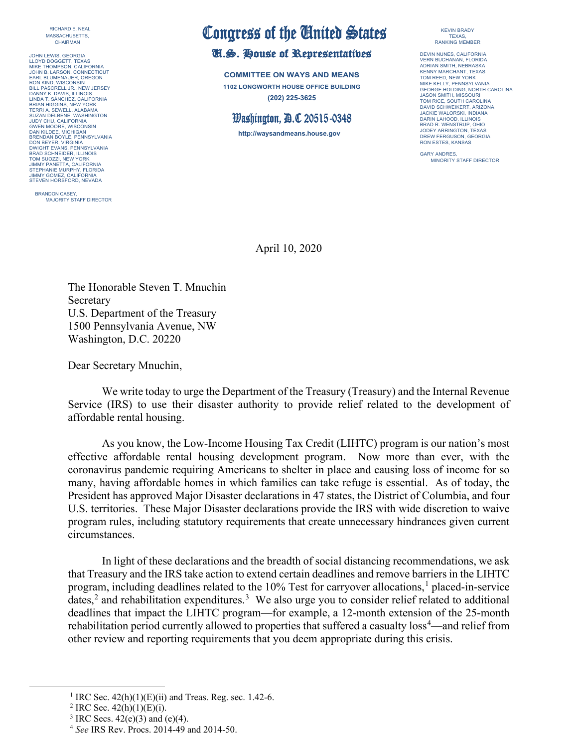RICHARD E. NEAL
MASSACHUSETTS,
CHAIRMAN

JOHN LEWIS, GEORGIA
LLOYD DOGGETT, TEXAS
MIKE THOMPSON, CALIFORNIA
JOHN B. LARSON, CONNECTICUT
EARL BLUMENAUER, OREGON
RON KIND, WISCONSIN
BILL PASCRELL JR., NEW JERSEY
DANNY K. DAVIS, ILLINOIS
LINDA T. SÁNCHEZ, CALIFORNIA
BRIAN HIGGINS, NEW YORK
TERRI A. SEWELL, ALABAMA
SUZAN DELBENE, WASHINGTON
JUDY CHU, CALIFORNIA
GWEN MOORE, WISCONSIN
DAN KILDEE, MICHIGAN
BRENDAN BOYLE, PENNSYLVANIA
DON BEYER, VIRGINIA
DWIGHT EVANS, PENNSYLVANIA
BRAD SCHNEIDER, ILLINOIS
TOM SUOZZI, NEW YORK
JIMMY PANETTA, CALIFORNIA
STEPHANIE MURPHY, FLORIDA
JIMMY GOMEZ, CALIFORNIA
STEVEN HORSFORD, NEVADA

BRANDON CASEY,
MAJORITY STAFF DIRECTOR

# Congress of the United States

## U.S. House of Representatives

**COMMITTEE ON WAYS AND MEANS**
**1102 LONGWORTH HOUSE OFFICE BUILDING**
**(202) 225-3625**

**Washington, D.C 20515-0348**

**http://waysandmeans.house.gov**

KEVIN BRADY
TEXAS,
RANKING MEMBER

DEVIN NUNES, CALIFORNIA
VERN BUCHANAN, FLORIDA
ADRIAN SMITH, NEBRASKA
KENNY MARCHANT, TEXAS
TOM REED, NEW YORK
MIKE KELLY, PENNSYLVANIA
GEORGE HOLDING, NORTH CAROLINA
JASON SMITH, MISSOURI
TOM RICE, SOUTH CAROLINA
DAVID SCHWEIKERT, ARIZONA
JACKIE WALORSKI, INDIANA
DARIN LAHOOD, ILLINOIS
BRAD R. WENSTRUP, OHIO
JODEY ARRINGTON, TEXAS
DREW FERGUSON, GEORGIA
RON ESTES, KANSAS

GARY ANDRES,
MINORITY STAFF DIRECTOR

April 10, 2020

The Honorable Steven T. Mnuchin
Secretary
U.S. Department of the Treasury
1500 Pennsylvania Avenue, NW
Washington, D.C. 20220

Dear Secretary Mnuchin,

We write today to urge the Department of the Treasury (Treasury) and the Internal Revenue Service (IRS) to use their disaster authority to provide relief related to the development of affordable rental housing.

As you know, the Low-Income Housing Tax Credit (LIHTC) program is our nation's most effective affordable rental housing development program. Now more than ever, with the coronavirus pandemic requiring Americans to shelter in place and causing loss of income for so many, having affordable homes in which families can take refuge is essential. As of today, the President has approved Major Disaster declarations in 47 states, the District of Columbia, and four U.S. territories. These Major Disaster declarations provide the IRS with wide discretion to waive program rules, including statutory requirements that create unnecessary hindrances given current circumstances.

In light of these declarations and the breadth of social distancing recommendations, we ask that Treasury and the IRS take action to extend certain deadlines and remove barriers in the LIHTC program, including deadlines related to the 10% Test for carryover allocations,[1] placed-in-service dates,[2] and rehabilitation expenditures.[3] We also urge you to consider relief related to additional deadlines that impact the LIHTC program—for example, a 12-month extension of the 25-month rehabilitation period currently allowed to properties that suffered a casualty loss[4]—and relief from other review and reporting requirements that you deem appropriate during this crisis.

---

[1] IRC Sec. 42(h)(1)(E)(ii) and Treas. Reg. sec. 1.42-6.

[2] IRC Sec. 42(h)(1)(E)(i).

[3] IRC Secs. 42(e)(3) and (e)(4).

[4] *See* IRS Rev. Procs. 2014-49 and 2014-50.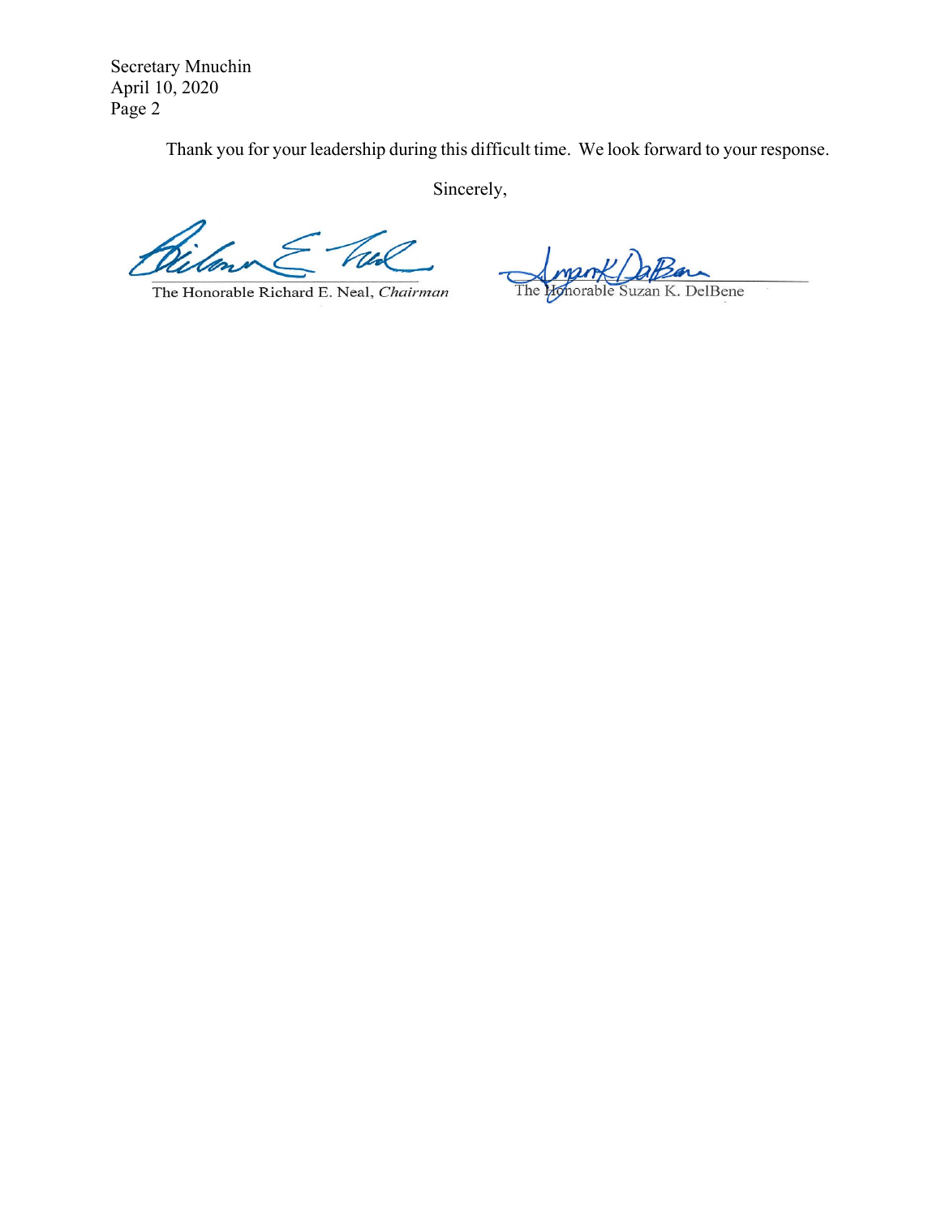Secretary Mnuchin
April 10, 2020
Page 2

Thank you for your leadership during this difficult time. We look forward to your response.

Sincerely,

The Honorable Richard E. Neal, *Chairman*

The Honorable Suzan K. DelBene